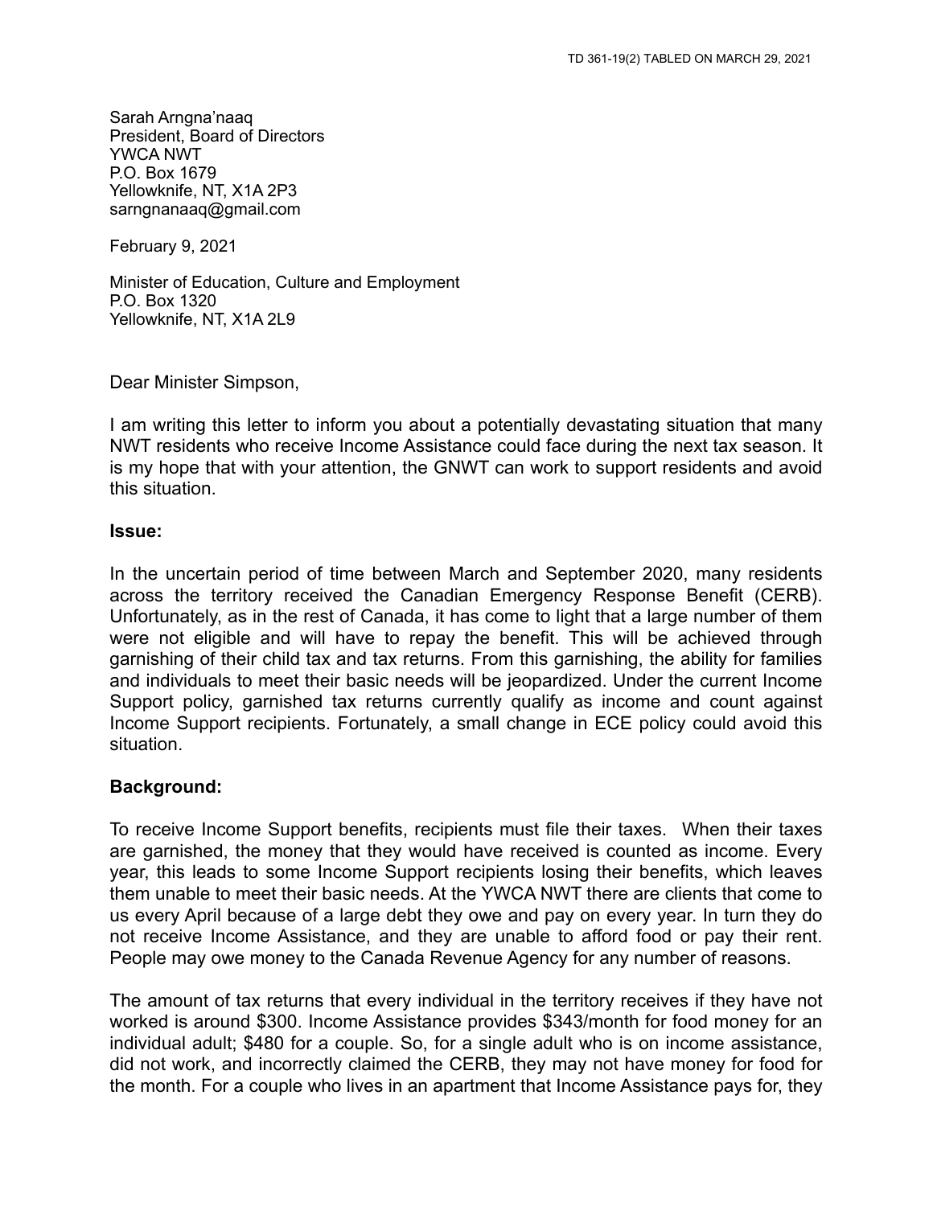Sarah Arngna'naaq
President, Board of Directors
YWCA NWT
P.O. Box 1679
Yellowknife, NT, X1A 2P3
sarngnanaaq@gmail.com

February 9, 2021

Minister of Education, Culture and Employment
P.O. Box 1320
Yellowknife, NT, X1A 2L9

Dear Minister Simpson,

I am writing this letter to inform you about a potentially devastating situation that many NWT residents who receive Income Assistance could face during the next tax season. It is my hope that with your attention, the GNWT can work to support residents and avoid this situation.

**Issue:**

In the uncertain period of time between March and September 2020, many residents across the territory received the Canadian Emergency Response Benefit (CERB). Unfortunately, as in the rest of Canada, it has come to light that a large number of them were not eligible and will have to repay the benefit. This will be achieved through garnishing of their child tax and tax returns. From this garnishing, the ability for families and individuals to meet their basic needs will be jeopardized. Under the current Income Support policy, garnished tax returns currently qualify as income and count against Income Support recipients. Fortunately, a small change in ECE policy could avoid this situation.

**Background:**

To receive Income Support benefits, recipients must file their taxes. When their taxes are garnished, the money that they would have received is counted as income. Every year, this leads to some Income Support recipients losing their benefits, which leaves them unable to meet their basic needs. At the YWCA NWT there are clients that come to us every April because of a large debt they owe and pay on every year. In turn they do not receive Income Assistance, and they are unable to afford food or pay their rent. People may owe money to the Canada Revenue Agency for any number of reasons.

The amount of tax returns that every individual in the territory receives if they have not worked is around $300. Income Assistance provides $343/month for food money for an individual adult; $480 for a couple. So, for a single adult who is on income assistance, did not work, and incorrectly claimed the CERB, they may not have money for food for the month. For a couple who lives in an apartment that Income Assistance pays for, they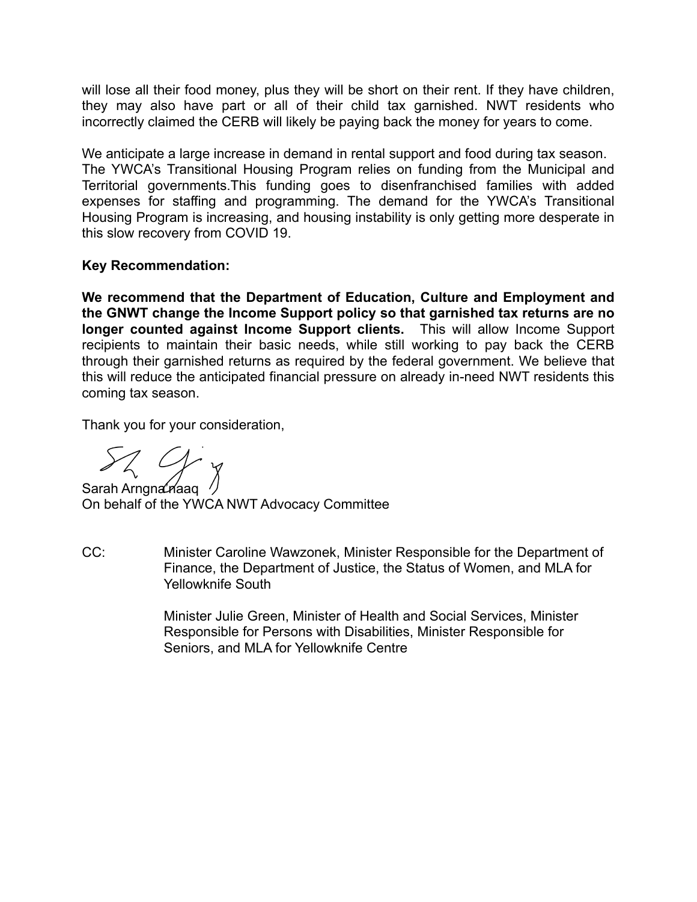will lose all their food money, plus they will be short on their rent. If they have children, they may also have part or all of their child tax garnished. NWT residents who incorrectly claimed the CERB will likely be paying back the money for years to come.

We anticipate a large increase in demand in rental support and food during tax season. The YWCA's Transitional Housing Program relies on funding from the Municipal and Territorial governments.This funding goes to disenfranchised families with added expenses for staffing and programming. The demand for the YWCA's Transitional Housing Program is increasing, and housing instability is only getting more desperate in this slow recovery from COVID 19.

**Key Recommendation:**

**We recommend that the Department of Education, Culture and Employment and the GNWT change the Income Support policy so that garnished tax returns are no longer counted against Income Support clients.** This will allow Income Support recipients to maintain their basic needs, while still working to pay back the CERB through their garnished returns as required by the federal government. We believe that this will reduce the anticipated financial pressure on already in-need NWT residents this coming tax season.

Thank you for your consideration,

Sarah Arngna'naaq
On behalf of the YWCA NWT Advocacy Committee

CC: Minister Caroline Wawzonek, Minister Responsible for the Department of Finance, the Department of Justice, the Status of Women, and MLA for Yellowknife South

Minister Julie Green, Minister of Health and Social Services, Minister Responsible for Persons with Disabilities, Minister Responsible for Seniors, and MLA for Yellowknife Centre